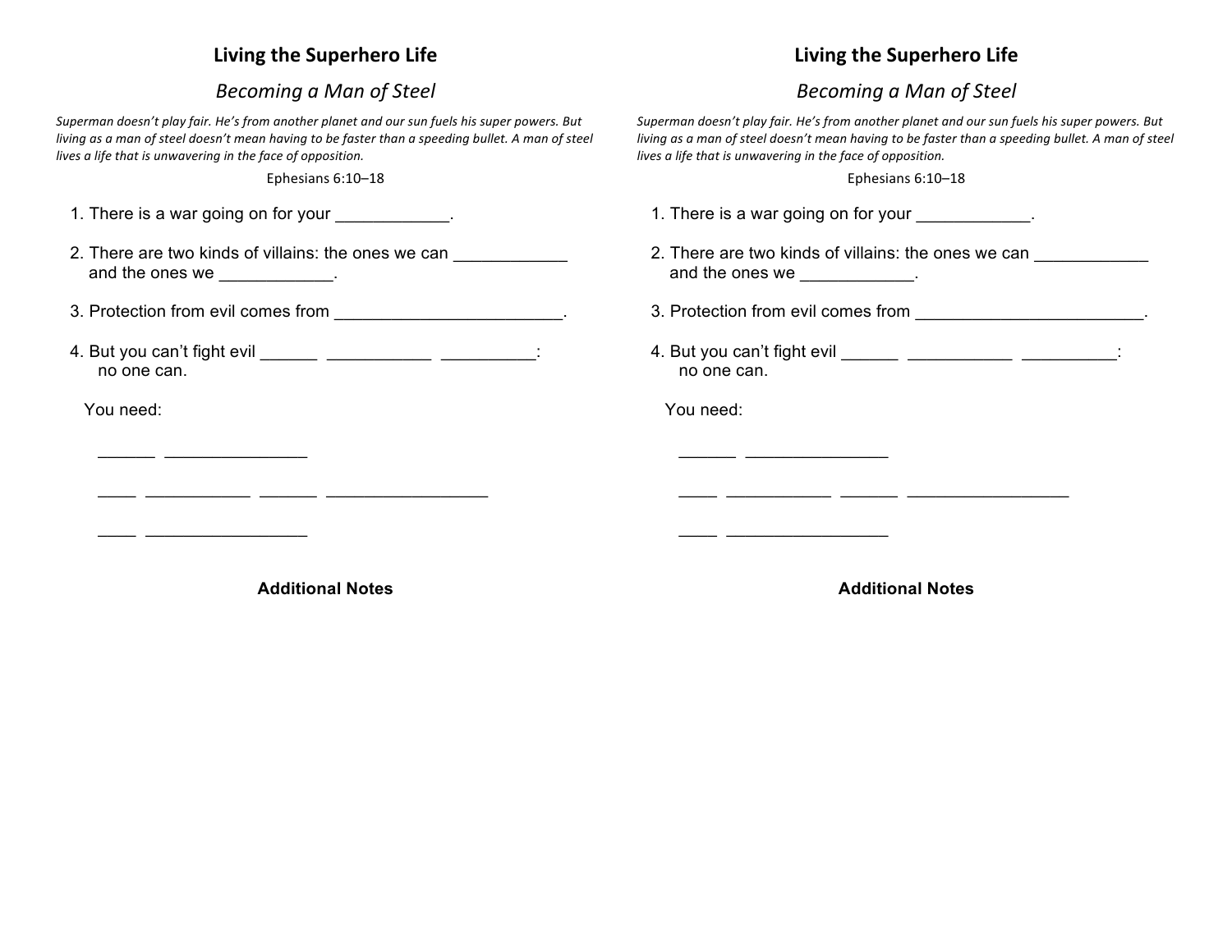## Living the Superhero Life

### *Becoming a Man of Steel*

*Superman doesn't play fair. He's from another planet and our sun fuels his super powers. But living as a man of steel doesn't mean having to be faster than a speeding bullet. A man of steel lives a life that is unwavering in the face of opposition.*

Ephesians 6:10–18

1. There is a war going on for your ____________.

2. There are two kinds of villains: the ones we can ____________ and the ones we ____________.

3. Protection from evil comes from ________________________.

4. But you can't fight evil ______ ___________ __________: no one can.

You need:

______ _______________

____ ___________ ______ _________________

____ _________________

**Additional Notes**

## Living the Superhero Life

### *Becoming a Man of Steel*

*Superman doesn't play fair. He's from another planet and our sun fuels his super powers. But living as a man of steel doesn't mean having to be faster than a speeding bullet. A man of steel lives a life that is unwavering in the face of opposition.*

Ephesians 6:10–18

1. There is a war going on for your ____________.

2. There are two kinds of villains: the ones we can ____________ and the ones we ____________.

3. Protection from evil comes from ________________________.

4. But you can't fight evil ______ ___________ __________: no one can.

You need:

______ _______________

____ ___________ ______ _________________

____ _________________

**Additional Notes**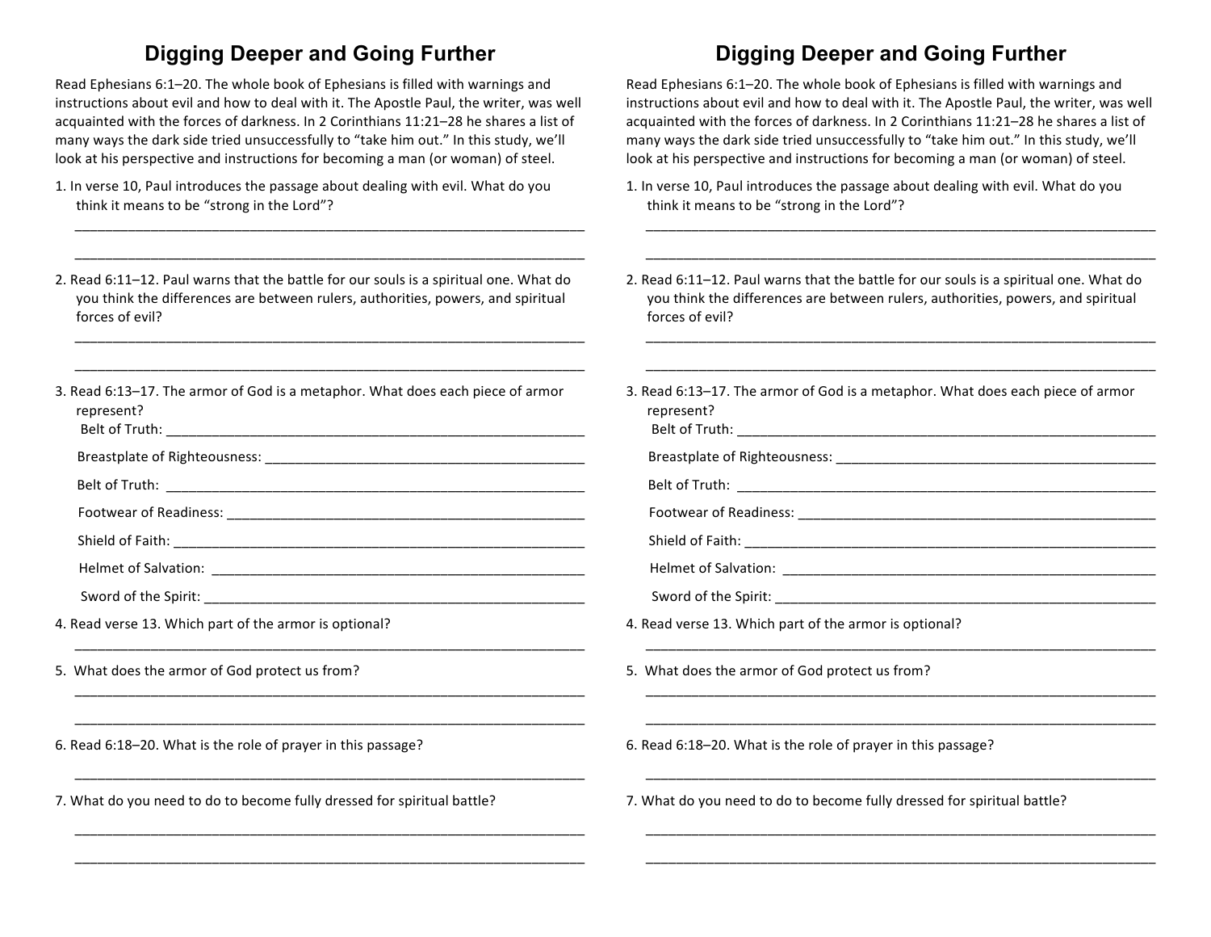## Digging Deeper and Going Further

Read Ephesians 6:1–20. The whole book of Ephesians is filled with warnings and instructions about evil and how to deal with it. The Apostle Paul, the writer, was well acquainted with the forces of darkness. In 2 Corinthians 11:21–28 he shares a list of many ways the dark side tried unsuccessfully to "take him out." In this study, we'll look at his perspective and instructions for becoming a man (or woman) of steel.

1. In verse 10, Paul introduces the passage about dealing with evil. What do you think it means to be "strong in the Lord"?

   ______________________________________________________________________

   ______________________________________________________________________

2. Read 6:11–12. Paul warns that the battle for our souls is a spiritual one. What do you think the differences are between rulers, authorities, powers, and spiritual forces of evil?

   ______________________________________________________________________

   ______________________________________________________________________

3. Read 6:13–17. The armor of God is a metaphor. What does each piece of armor represent?

   Belt of Truth: ______________________________________________________

   Breastplate of Righteousness: ________________________________________

   Belt of Truth: ______________________________________________________

   Footwear of Readiness: _____________________________________________

   Shield of Faith: _____________________________________________________

   Helmet of Salvation: _________________________________________________

   Sword of the Spirit: _________________________________________________

4. Read verse 13. Which part of the armor is optional?

   ______________________________________________________________________

5. What does the armor of God protect us from?

   ______________________________________________________________________

   ______________________________________________________________________

6. Read 6:18–20. What is the role of prayer in this passage?

   ______________________________________________________________________

7. What do you need to do to become fully dressed for spiritual battle?

   ______________________________________________________________________

   ______________________________________________________________________

## Digging Deeper and Going Further

Read Ephesians 6:1–20. The whole book of Ephesians is filled with warnings and instructions about evil and how to deal with it. The Apostle Paul, the writer, was well acquainted with the forces of darkness. In 2 Corinthians 11:21–28 he shares a list of many ways the dark side tried unsuccessfully to "take him out." In this study, we'll look at his perspective and instructions for becoming a man (or woman) of steel.

1. In verse 10, Paul introduces the passage about dealing with evil. What do you think it means to be "strong in the Lord"?

   ______________________________________________________________________

   ______________________________________________________________________

2. Read 6:11–12. Paul warns that the battle for our souls is a spiritual one. What do you think the differences are between rulers, authorities, powers, and spiritual forces of evil?

   ______________________________________________________________________

   ______________________________________________________________________

3. Read 6:13–17. The armor of God is a metaphor. What does each piece of armor represent?

   Belt of Truth: ______________________________________________________

   Breastplate of Righteousness: ________________________________________

   Belt of Truth: ______________________________________________________

   Footwear of Readiness: _____________________________________________

   Shield of Faith: _____________________________________________________

   Helmet of Salvation: _________________________________________________

   Sword of the Spirit: _________________________________________________

4. Read verse 13. Which part of the armor is optional?

   ______________________________________________________________________

5. What does the armor of God protect us from?

   ______________________________________________________________________

   ______________________________________________________________________

6. Read 6:18–20. What is the role of prayer in this passage?

   ______________________________________________________________________

7. What do you need to do to become fully dressed for spiritual battle?

   ______________________________________________________________________

   ______________________________________________________________________